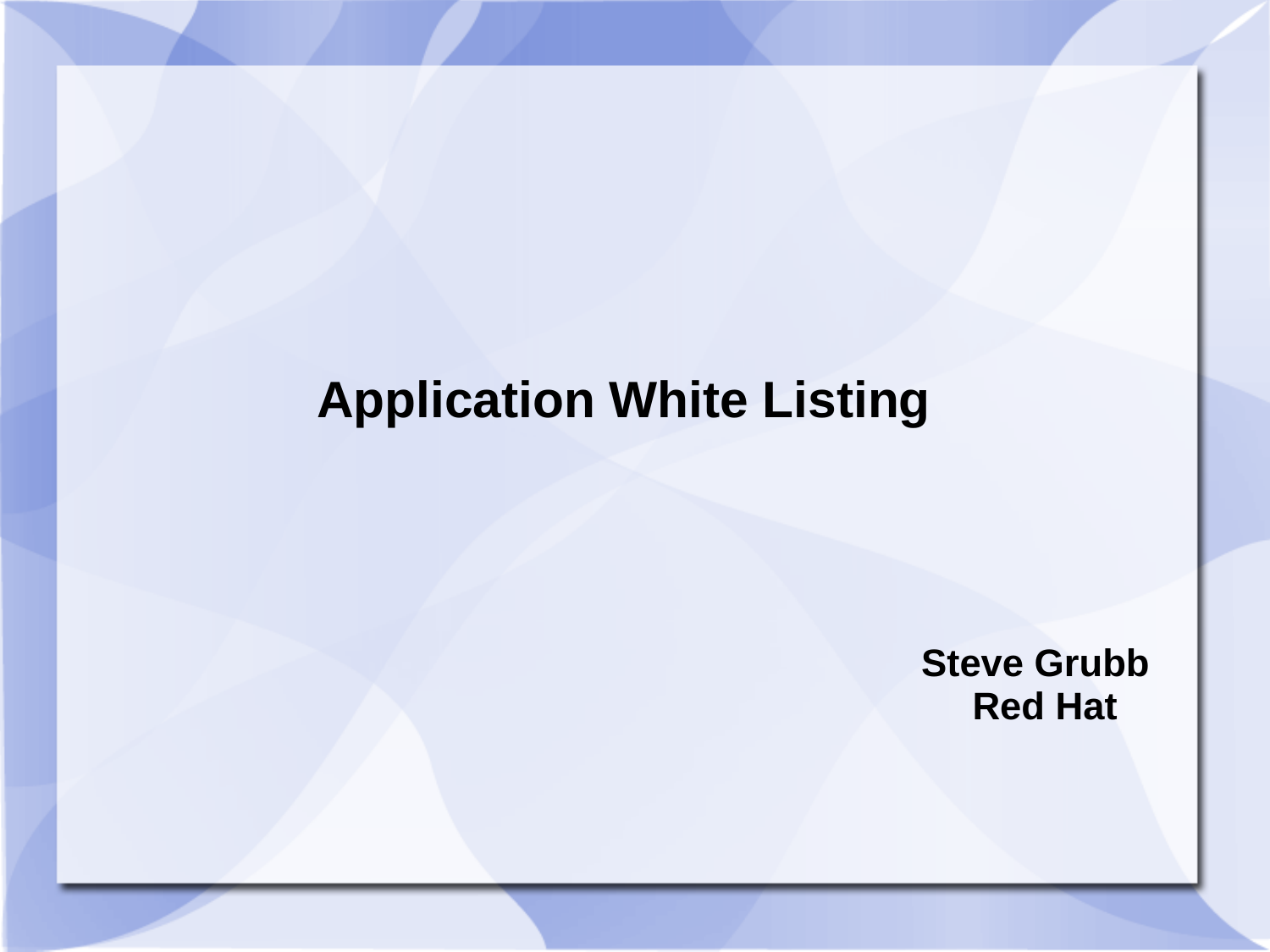# Application White Listing

**Steve Grubb**
**Red Hat**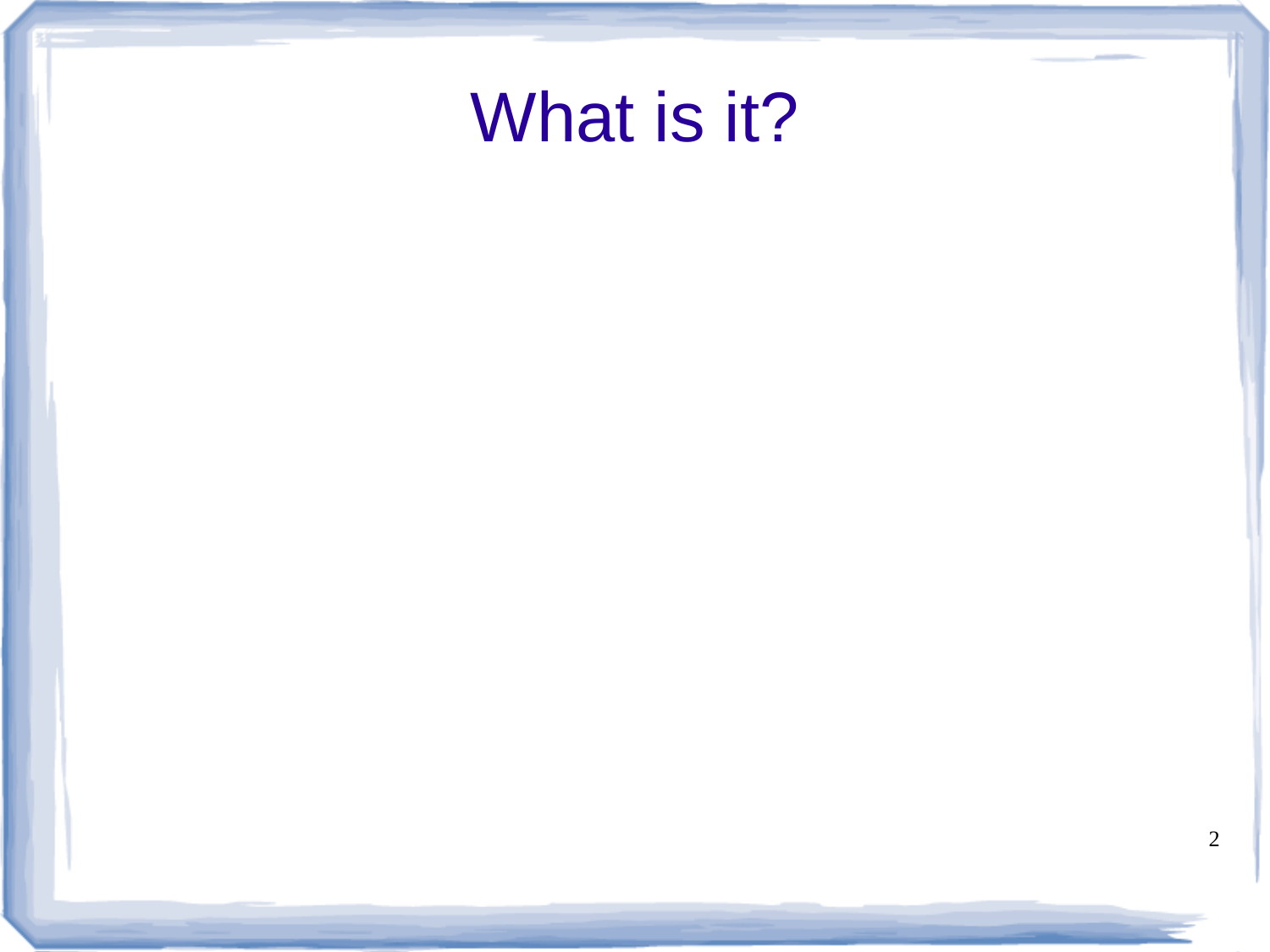# What is it?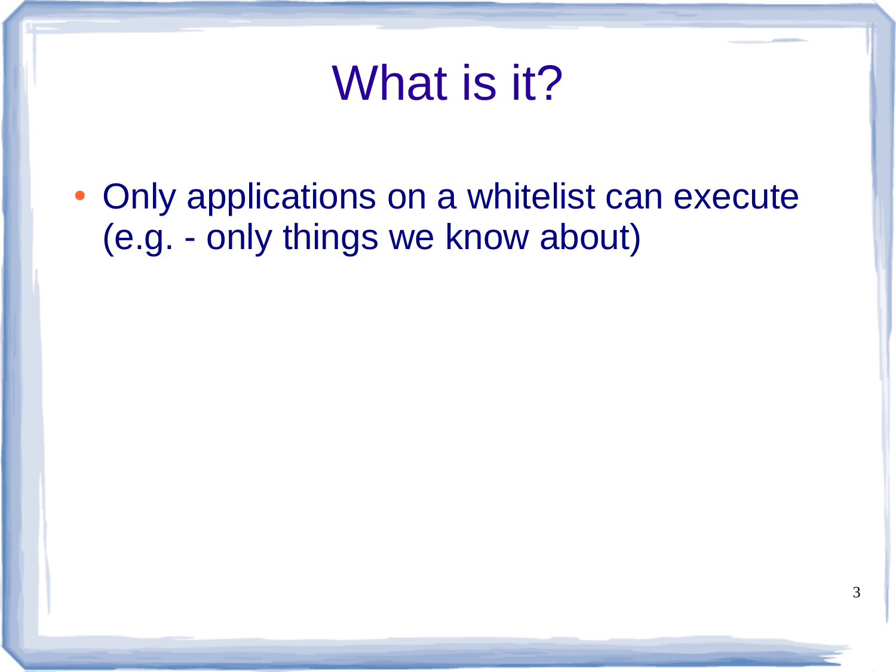# What is it?

- Only applications on a whitelist can execute (e.g. - only things we know about)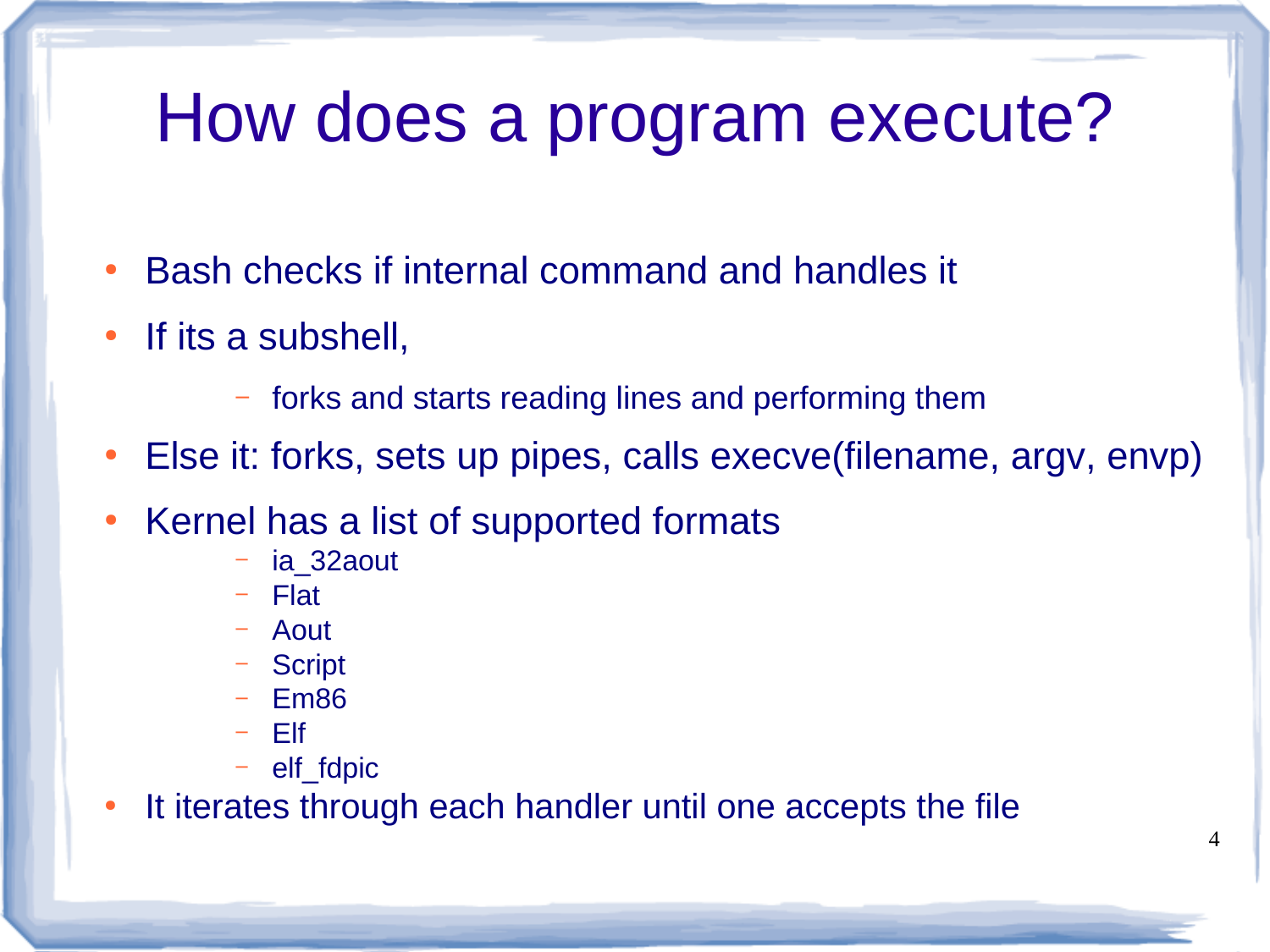# How does a program execute?

- Bash checks if internal command and handles it
- If its a subshell,
  - forks and starts reading lines and performing them
- Else it: forks, sets up pipes, calls execve(filename, argv, envp)
- Kernel has a list of supported formats
  - ia_32aout
  - Flat
  - Aout
  - Script
  - Em86
  - Elf
  - elf_fdpic
- It iterates through each handler until one accepts the file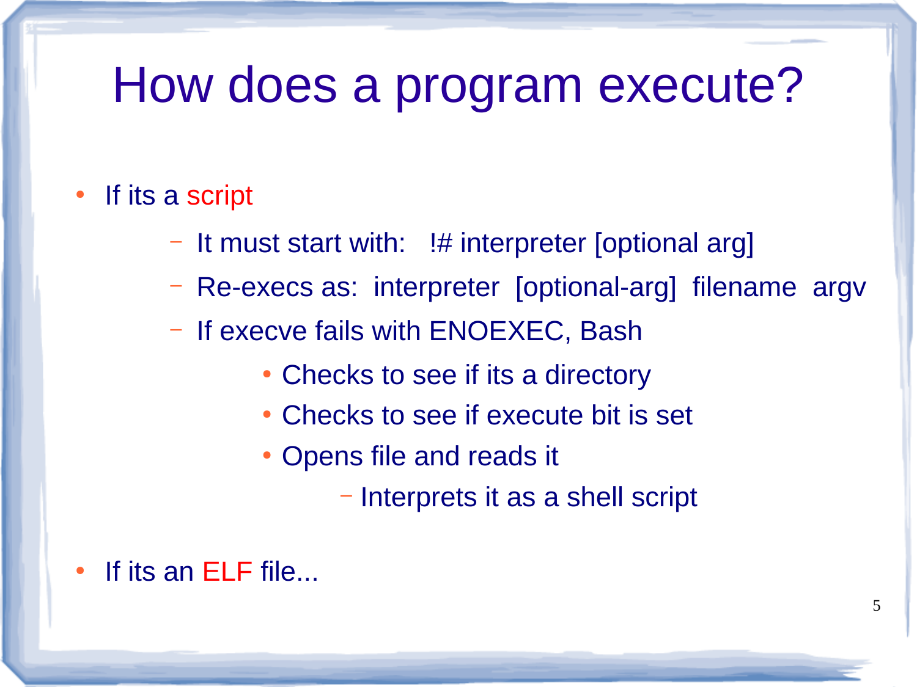# How does a program execute?

- If its a script
  - It must start with: !# interpreter [optional arg]
  - Re-execs as: interpreter [optional-arg] filename argv
  - If execve fails with ENOEXEC, Bash
    - Checks to see if its a directory
    - Checks to see if execute bit is set
    - Opens file and reads it
      - Interprets it as a shell script
- If its an ELF file...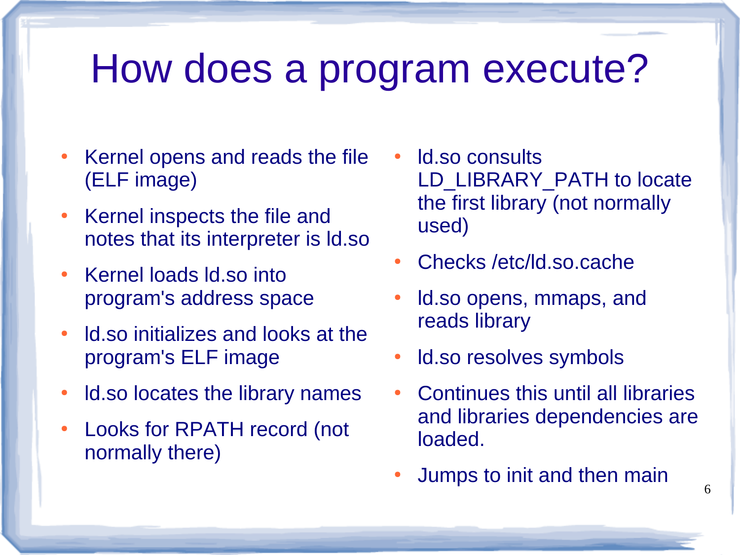# How does a program execute?

- Kernel opens and reads the file (ELF image)
- Kernel inspects the file and notes that its interpreter is ld.so
- Kernel loads ld.so into program's address space
- ld.so initializes and looks at the program's ELF image
- ld.so locates the library names
- Looks for RPATH record (not normally there)
- ld.so consults LD_LIBRARY_PATH to locate the first library (not normally used)
- Checks /etc/ld.so.cache
- ld.so opens, mmaps, and reads library
- ld.so resolves symbols
- Continues this until all libraries and libraries dependencies are loaded.
- Jumps to init and then main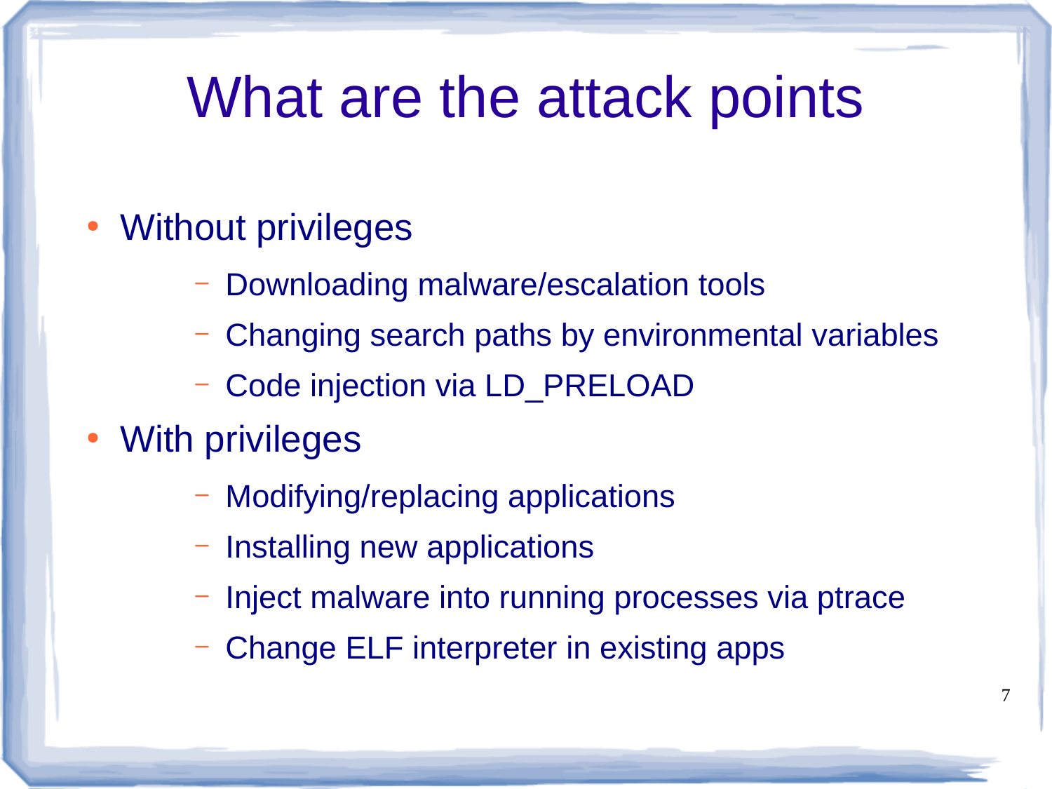# What are the attack points

- Without privileges
  - Downloading malware/escalation tools
  - Changing search paths by environmental variables
  - Code injection via LD_PRELOAD
- With privileges
  - Modifying/replacing applications
  - Installing new applications
  - Inject malware into running processes via ptrace
  - Change ELF interpreter in existing apps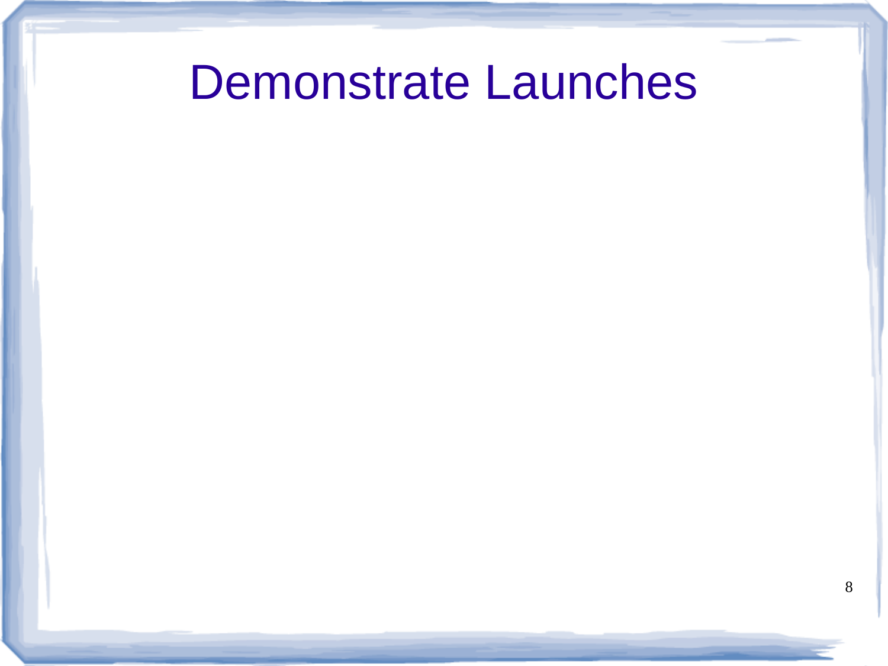# Demonstrate Launches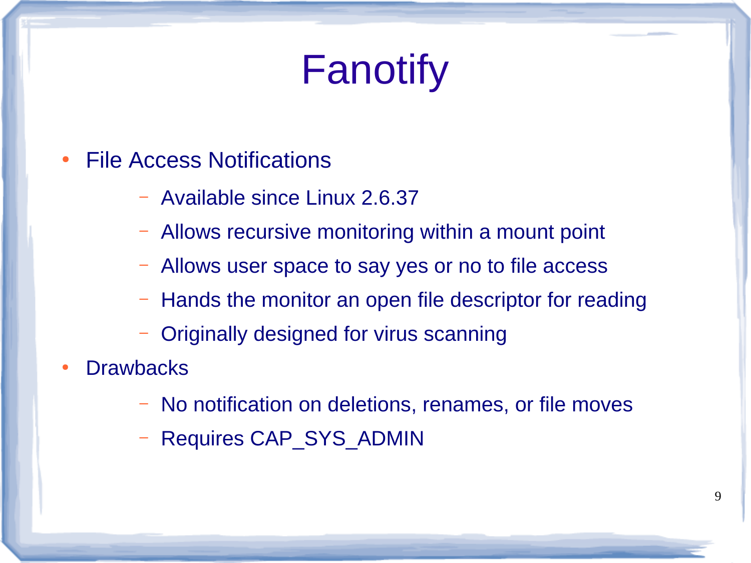# Fanotify

- File Access Notifications
  - Available since Linux 2.6.37
  - Allows recursive monitoring within a mount point
  - Allows user space to say yes or no to file access
  - Hands the monitor an open file descriptor for reading
  - Originally designed for virus scanning
- Drawbacks
  - No notification on deletions, renames, or file moves
  - Requires CAP_SYS_ADMIN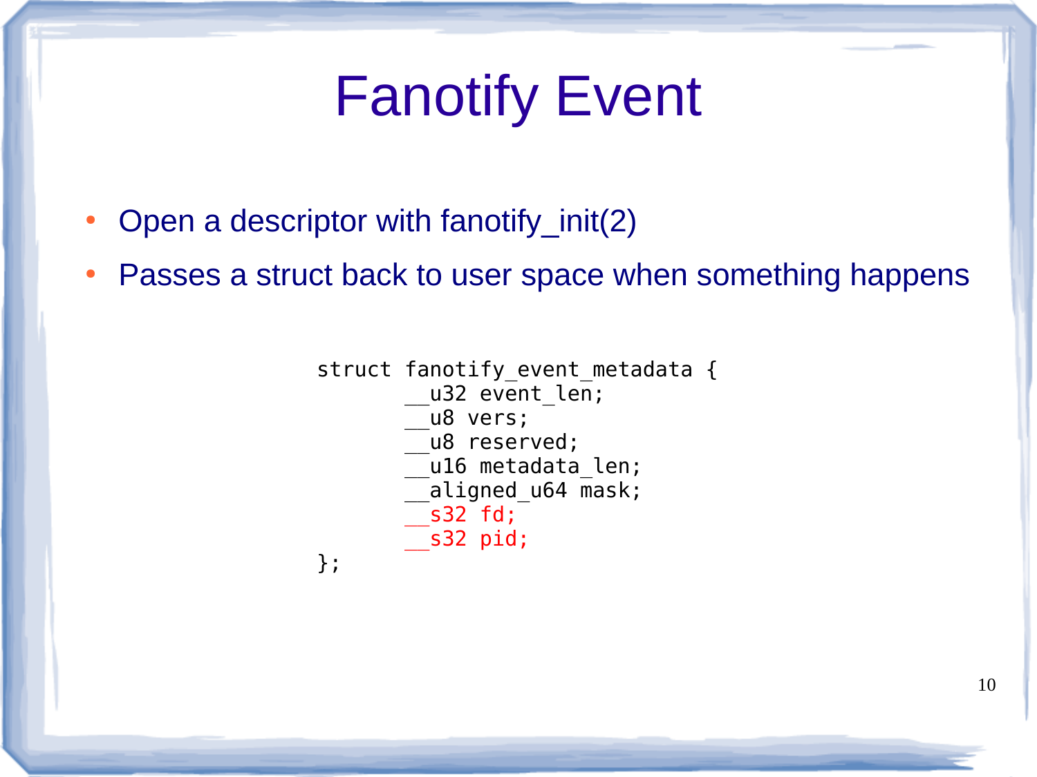# Fanotify Event

- Open a descriptor with fanotify_init(2)
- Passes a struct back to user space when something happens

```
struct fanotify_event_metadata {
        __u32 event_len;
        __u8 vers;
        __u8 reserved;
        __u16 metadata_len;
        __aligned_u64 mask;
        __s32 fd;
        __s32 pid;
};
```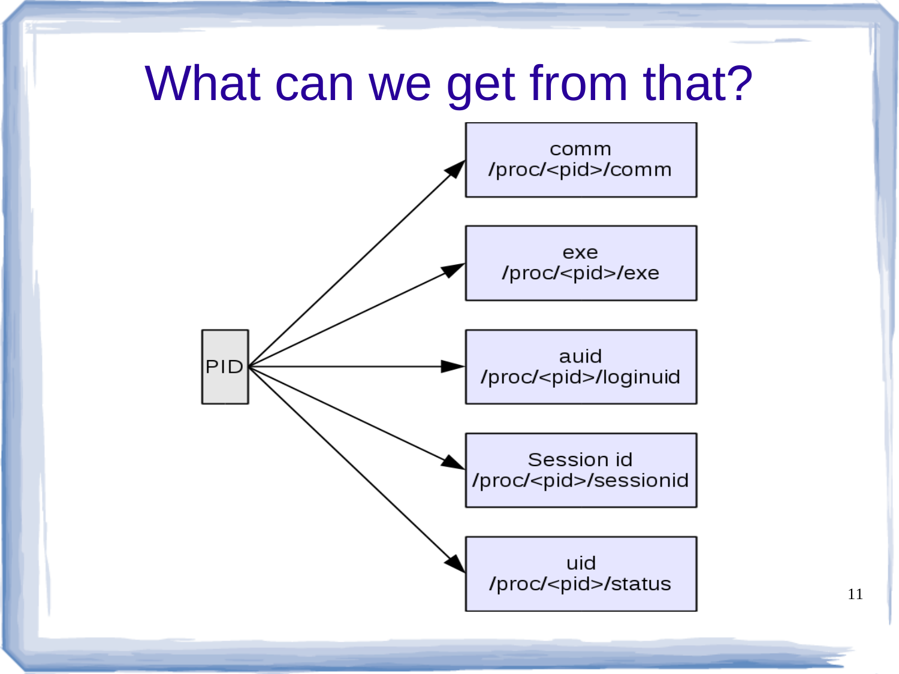# What can we get from that?

- PID → comm (/proc/<pid>/comm)
- PID → exe (/proc/<pid>/exe)
- PID → auid (/proc/<pid>/loginuid)
- PID → Session id (/proc/<pid>/sessionid)
- PID → uid (/proc/<pid>/status)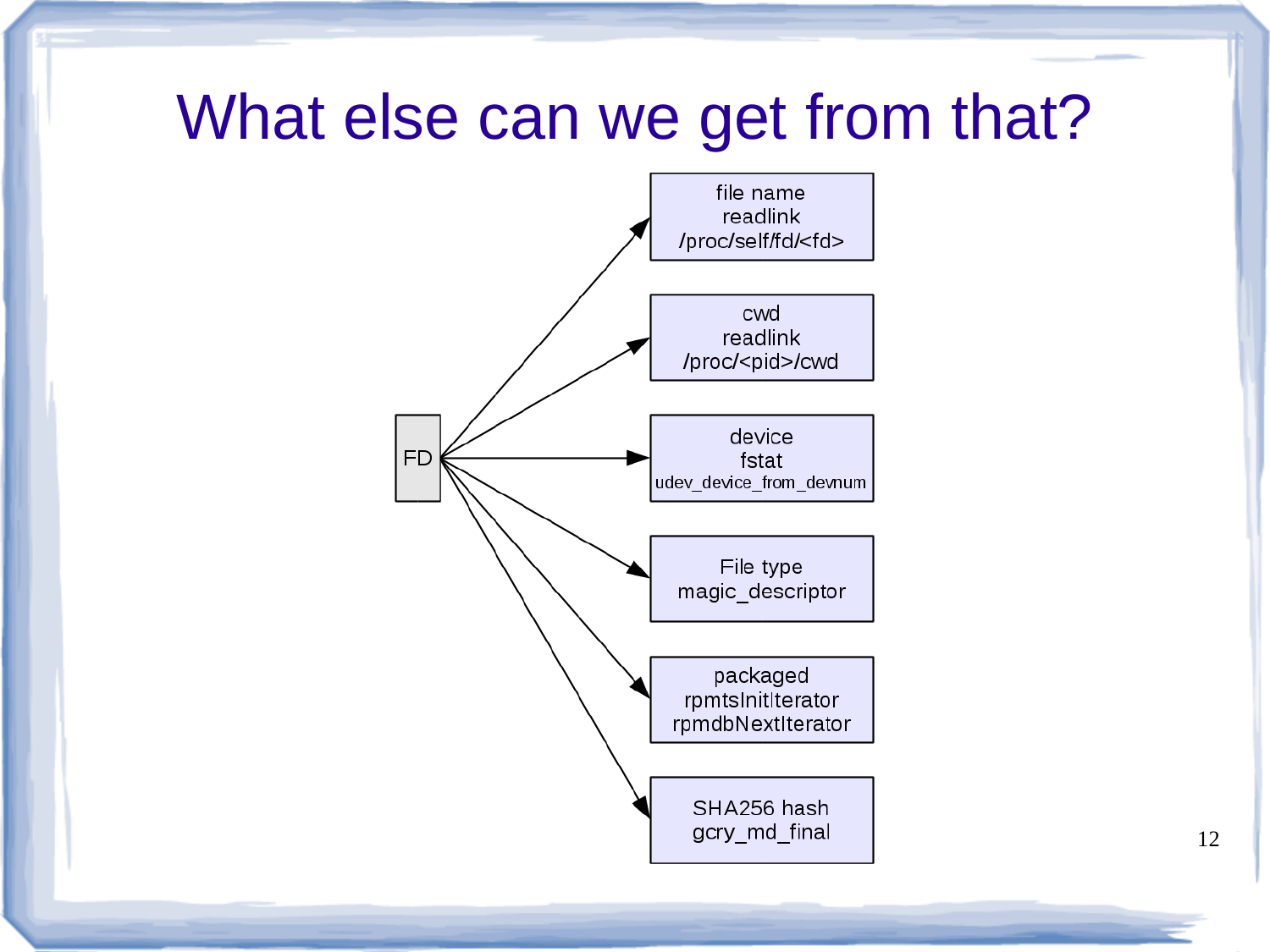# What else can we get from that?

FD →

- file name
  readlink
  /proc/self/fd/<fd>
- cwd
  readlink
  /proc/<pid>/cwd
- device
  fstat
  udev_device_from_devnum
- File type
  magic_descriptor
- packaged
  rpmtsInitIterator
  rpmdbNextIterator
- SHA256 hash
  gcry_md_final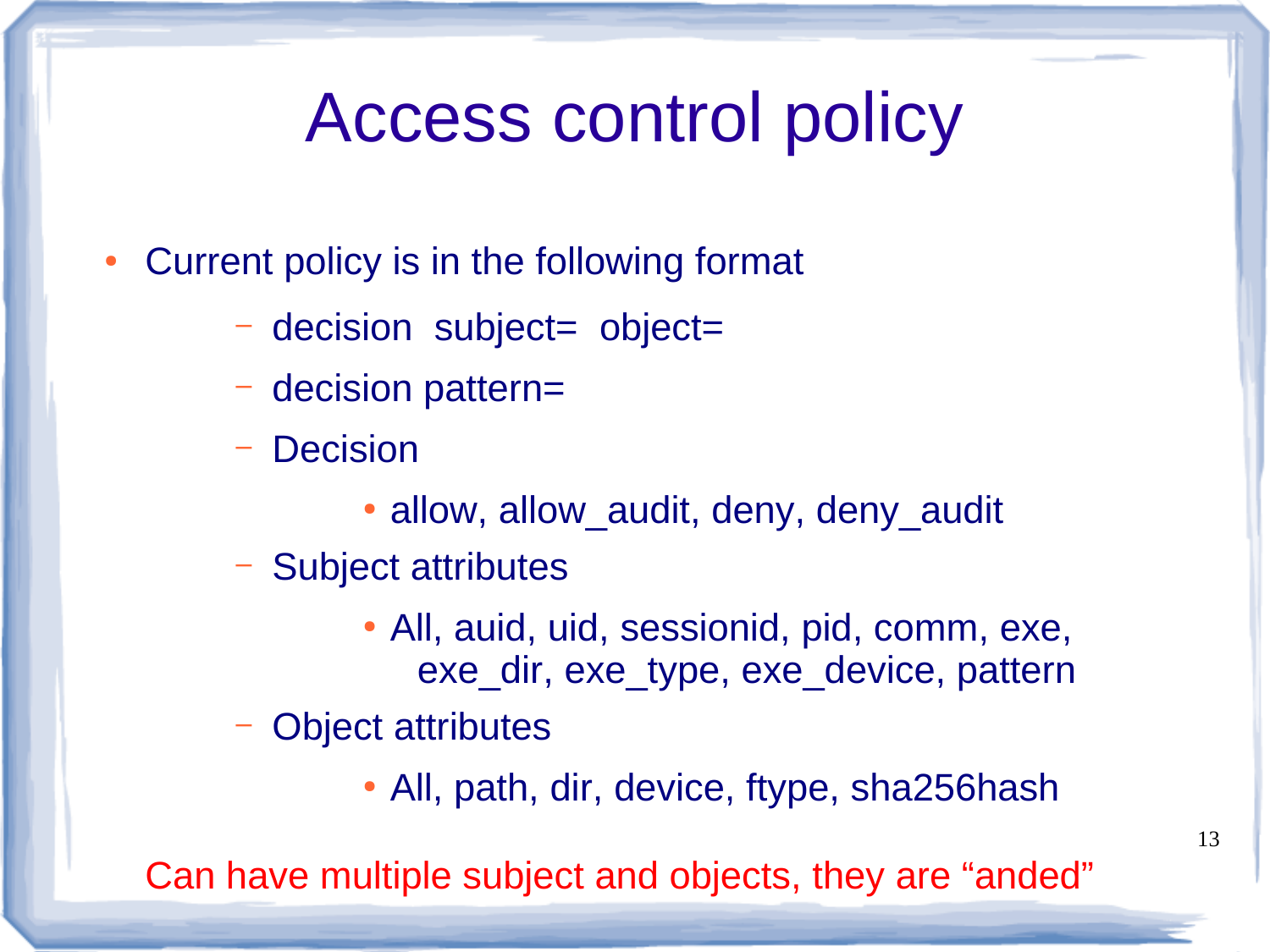# Access control policy

- Current policy is in the following format
  - decision  subject=  object=
  - decision pattern=
  - Decision
    - allow, allow_audit, deny, deny_audit
  - Subject attributes
    - All, auid, uid, sessionid, pid, comm, exe, exe_dir, exe_type, exe_device, pattern
  - Object attributes
    - All, path, dir, device, ftype, sha256hash

Can have multiple subject and objects, they are “anded”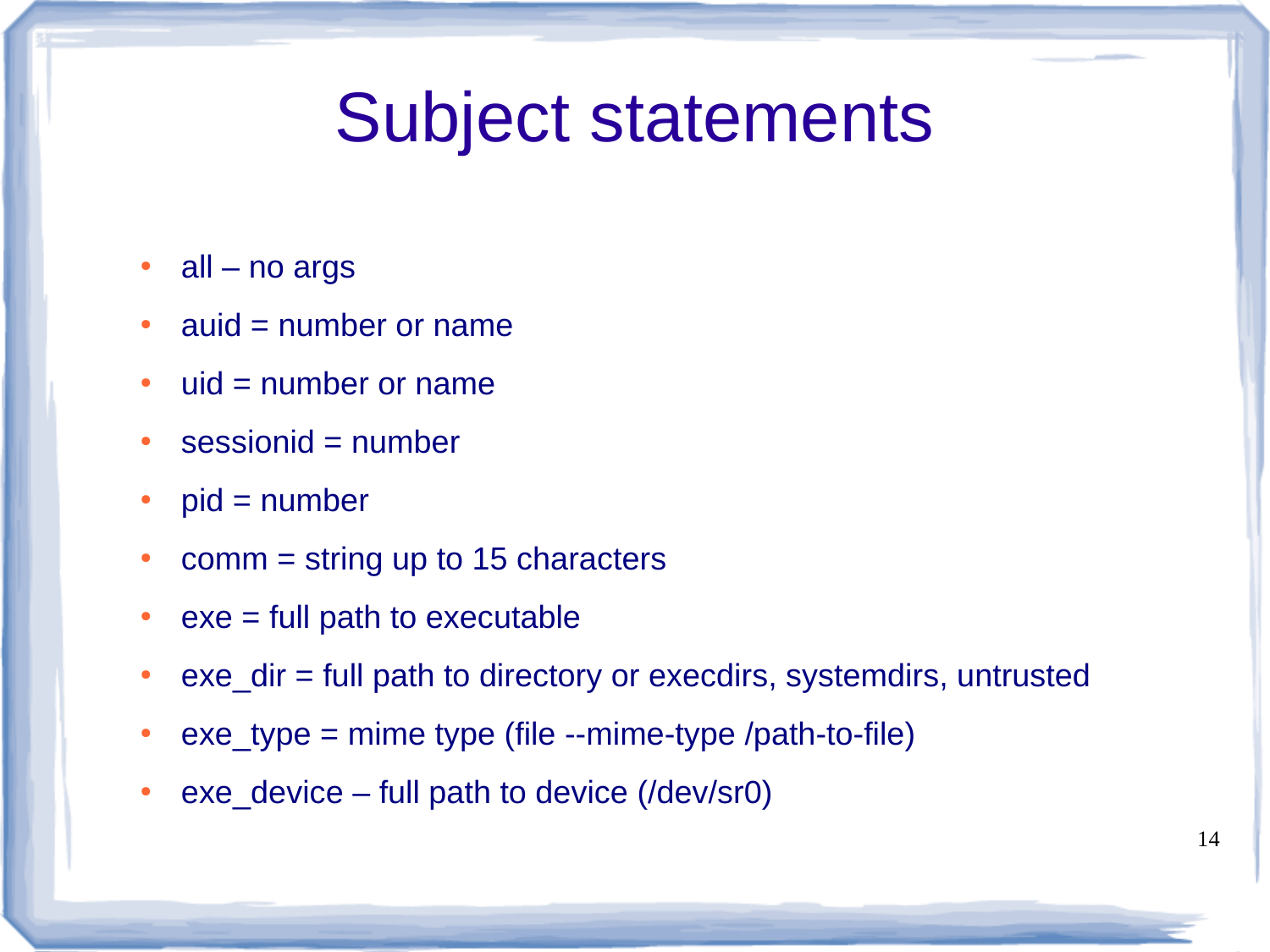# Subject statements

- all – no args
- auid = number or name
- uid = number or name
- sessionid = number
- pid = number
- comm = string up to 15 characters
- exe = full path to executable
- exe_dir = full path to directory or execdirs, systemdirs, untrusted
- exe_type = mime type (file --mime-type /path-to-file)
- exe_device – full path to device (/dev/sr0)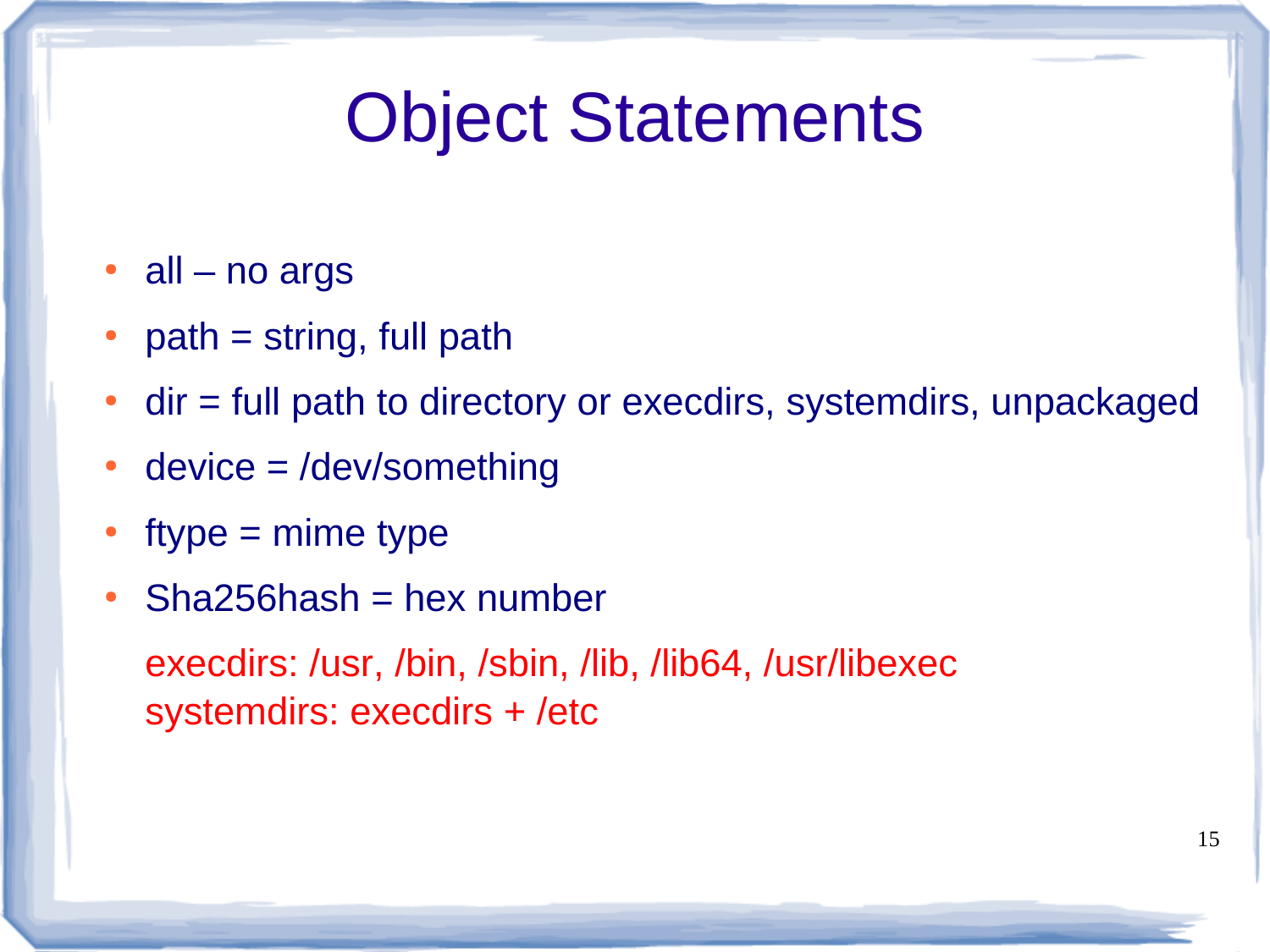# Object Statements

- all – no args
- path = string, full path
- dir = full path to directory or execdirs, systemdirs, unpackaged
- device = /dev/something
- ftype = mime type
- Sha256hash = hex number

execdirs: /usr, /bin, /sbin, /lib, /lib64, /usr/libexec
systemdirs: execdirs + /etc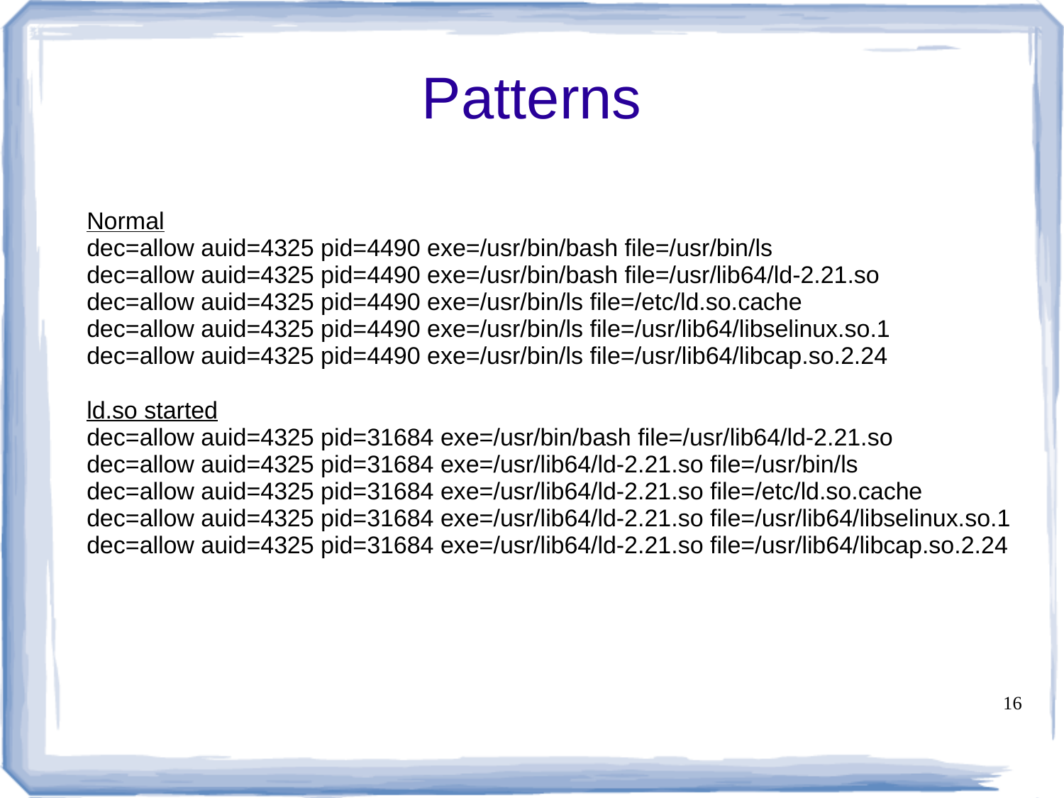# Patterns

<u>Normal</u>

```
dec=allow auid=4325 pid=4490 exe=/usr/bin/bash file=/usr/bin/ls
dec=allow auid=4325 pid=4490 exe=/usr/bin/bash file=/usr/lib64/ld-2.21.so
dec=allow auid=4325 pid=4490 exe=/usr/bin/ls file=/etc/ld.so.cache
dec=allow auid=4325 pid=4490 exe=/usr/bin/ls file=/usr/lib64/libselinux.so.1
dec=allow auid=4325 pid=4490 exe=/usr/bin/ls file=/usr/lib64/libcap.so.2.24
```

<u>ld.so started</u>

```
dec=allow auid=4325 pid=31684 exe=/usr/bin/bash file=/usr/lib64/ld-2.21.so
dec=allow auid=4325 pid=31684 exe=/usr/lib64/ld-2.21.so file=/usr/bin/ls
dec=allow auid=4325 pid=31684 exe=/usr/lib64/ld-2.21.so file=/etc/ld.so.cache
dec=allow auid=4325 pid=31684 exe=/usr/lib64/ld-2.21.so file=/usr/lib64/libselinux.so.1
dec=allow auid=4325 pid=31684 exe=/usr/lib64/ld-2.21.so file=/usr/lib64/libcap.so.2.24
```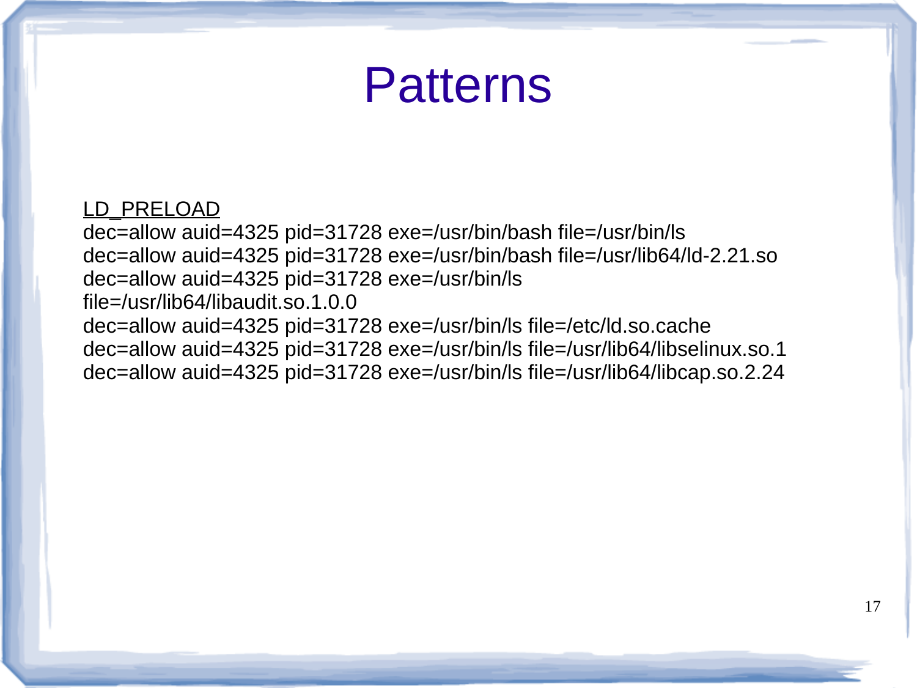# Patterns

LD_PRELOAD

dec=allow auid=4325 pid=31728 exe=/usr/bin/bash file=/usr/bin/ls
dec=allow auid=4325 pid=31728 exe=/usr/bin/bash file=/usr/lib64/ld-2.21.so
dec=allow auid=4325 pid=31728 exe=/usr/bin/ls
file=/usr/lib64/libaudit.so.1.0.0
dec=allow auid=4325 pid=31728 exe=/usr/bin/ls file=/etc/ld.so.cache
dec=allow auid=4325 pid=31728 exe=/usr/bin/ls file=/usr/lib64/libselinux.so.1
dec=allow auid=4325 pid=31728 exe=/usr/bin/ls file=/usr/lib64/libcap.so.2.24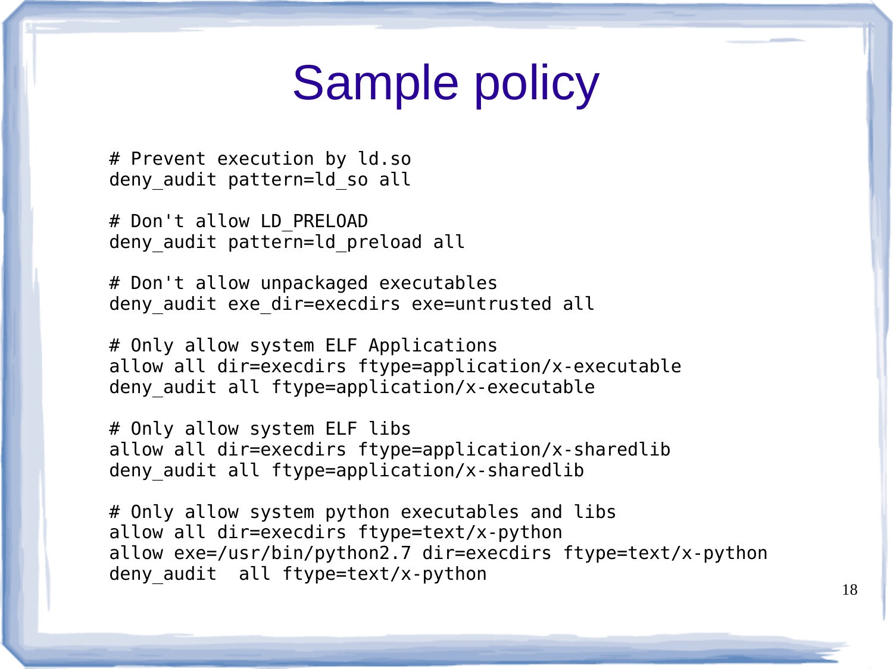# Sample policy

```
# Prevent execution by ld.so
deny_audit pattern=ld_so all

# Don't allow LD_PRELOAD
deny_audit pattern=ld_preload all

# Don't allow unpackaged executables
deny_audit exe_dir=execdirs exe=untrusted all

# Only allow system ELF Applications
allow all dir=execdirs ftype=application/x-executable
deny_audit all ftype=application/x-executable

# Only allow system ELF libs
allow all dir=execdirs ftype=application/x-sharedlib
deny_audit all ftype=application/x-sharedlib

# Only allow system python executables and libs
allow all dir=execdirs ftype=text/x-python
allow exe=/usr/bin/python2.7 dir=execdirs ftype=text/x-python
deny_audit  all ftype=text/x-python
```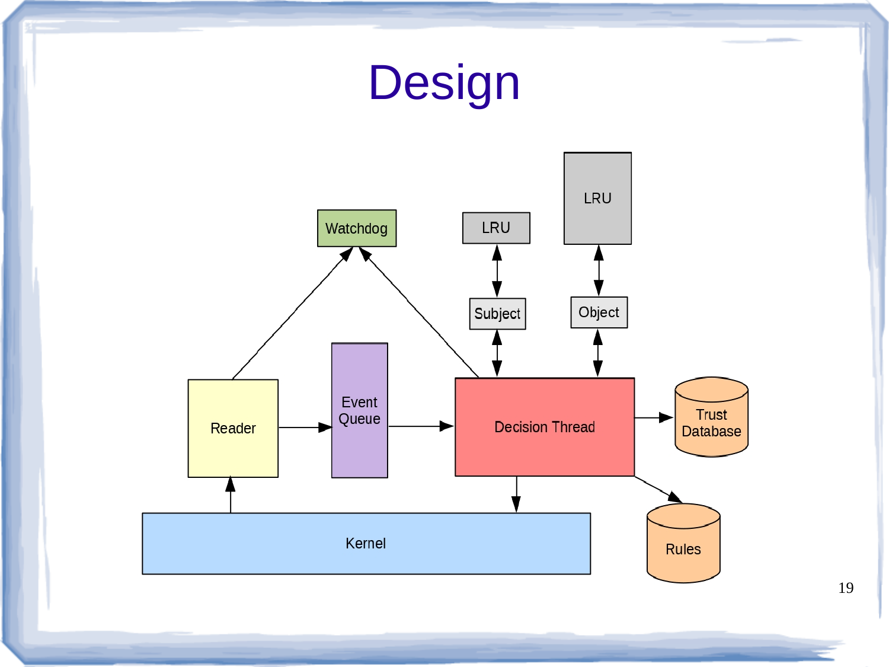# Design

Watchdog

LRU

LRU

Subject

Object

Reader

Event Queue

Decision Thread

Trust Database

Kernel

Rules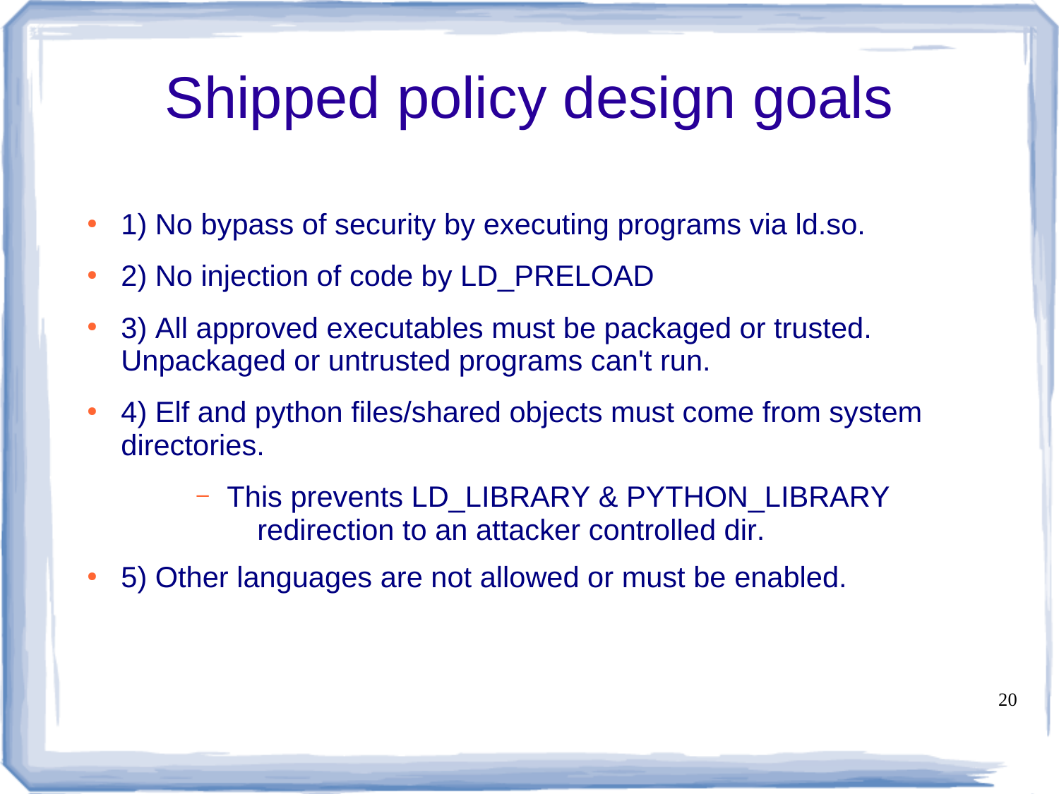# Shipped policy design goals

- 1) No bypass of security by executing programs via ld.so.
- 2) No injection of code by LD_PRELOAD
- 3) All approved executables must be packaged or trusted. Unpackaged or untrusted programs can't run.
- 4) Elf and python files/shared objects must come from system directories.
  - This prevents LD_LIBRARY & PYTHON_LIBRARY redirection to an attacker controlled dir.
- 5) Other languages are not allowed or must be enabled.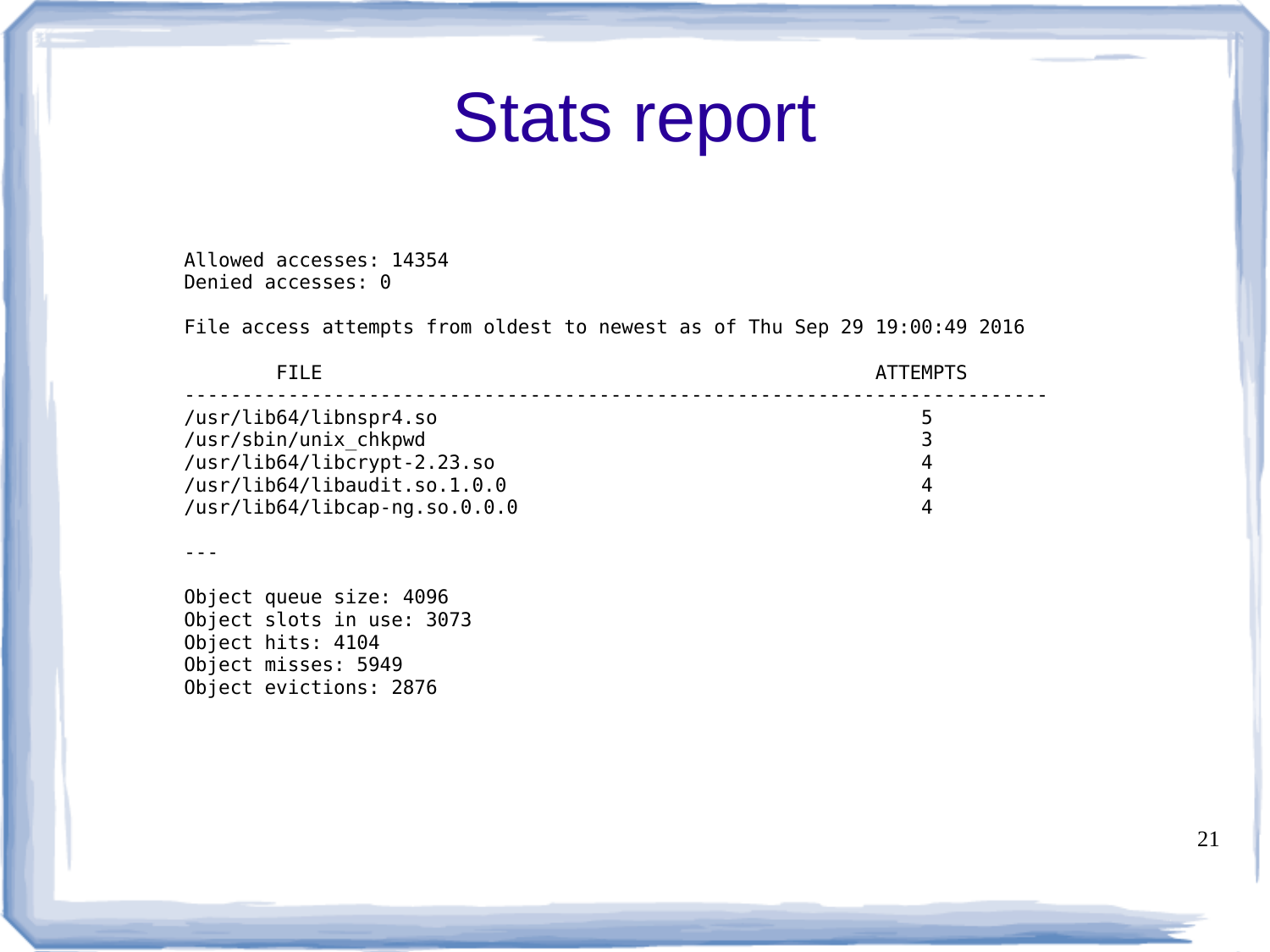# Stats report

```
Allowed accesses: 14354
Denied accesses: 0

File access attempts from oldest to newest as of Thu Sep 29 19:00:49 2016

        FILE                                                ATTEMPTS
---------------------------------------------------------------------------
/usr/lib64/libnspr4.so                                          5
/usr/sbin/unix_chkpwd                                           3
/usr/lib64/libcrypt-2.23.so                                     4
/usr/lib64/libaudit.so.1.0.0                                    4
/usr/lib64/libcap-ng.so.0.0.0                                   4

---

Object queue size: 4096
Object slots in use: 3073
Object hits: 4104
Object misses: 5949
Object evictions: 2876
```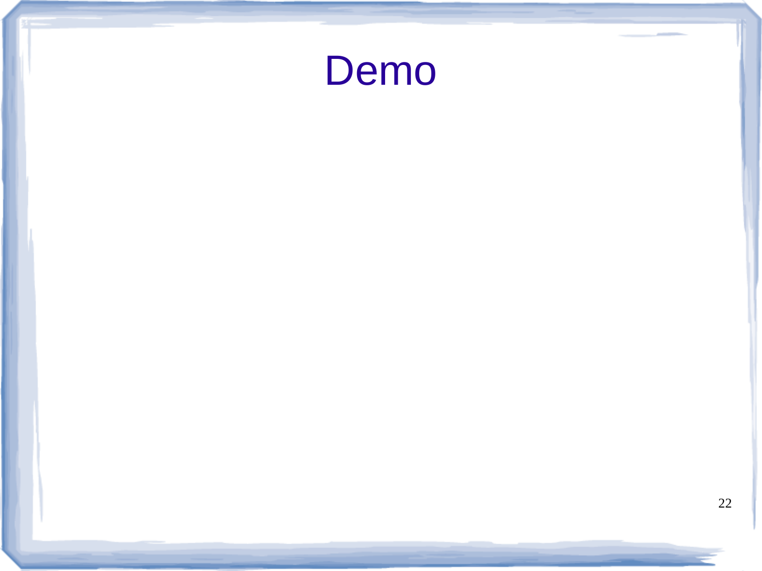# Demo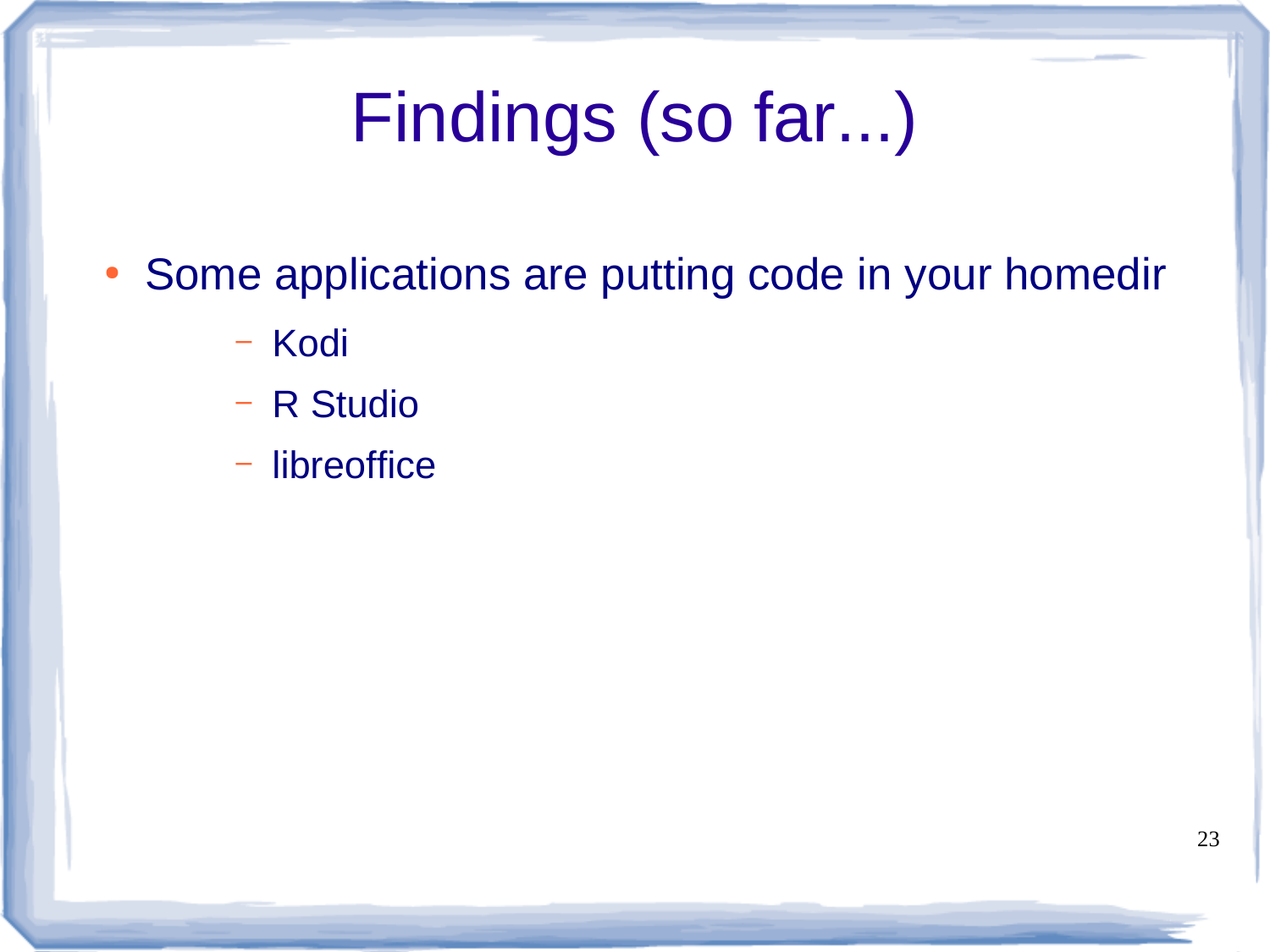# Findings (so far...)

- Some applications are putting code in your homedir
  - Kodi
  - R Studio
  - libreoffice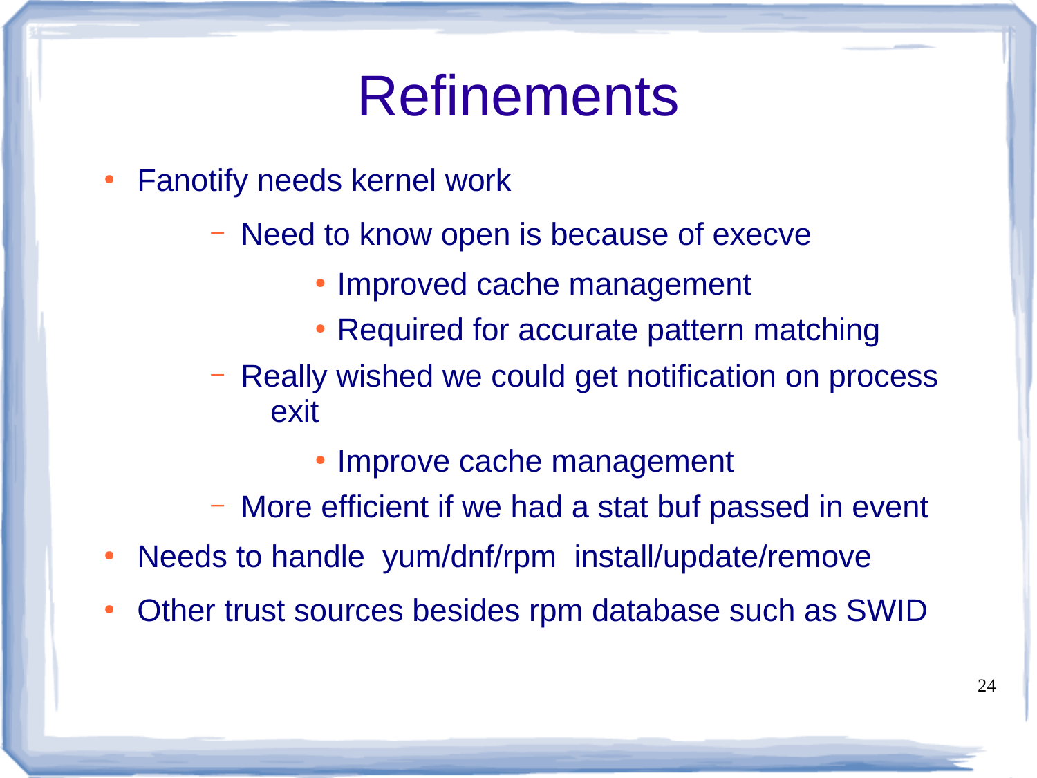# Refinements

- Fanotify needs kernel work
  - Need to know open is because of execve
    - Improved cache management
    - Required for accurate pattern matching
  - Really wished we could get notification on process exit
    - Improve cache management
  - More efficient if we had a stat buf passed in event
- Needs to handle yum/dnf/rpm install/update/remove
- Other trust sources besides rpm database such as SWID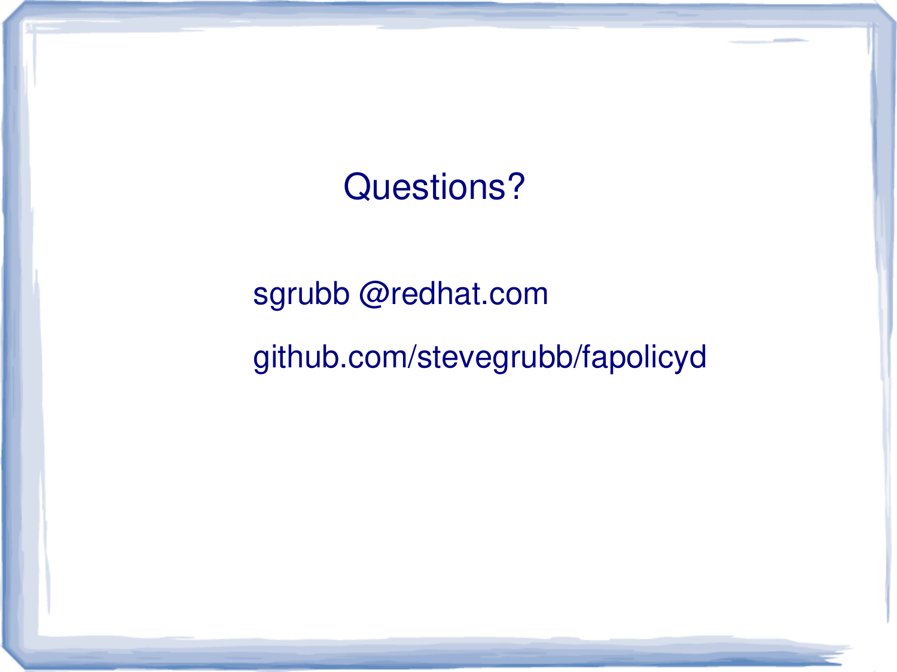# Questions?

sgrubb @redhat.com

github.com/stevegrubb/fapolicyd